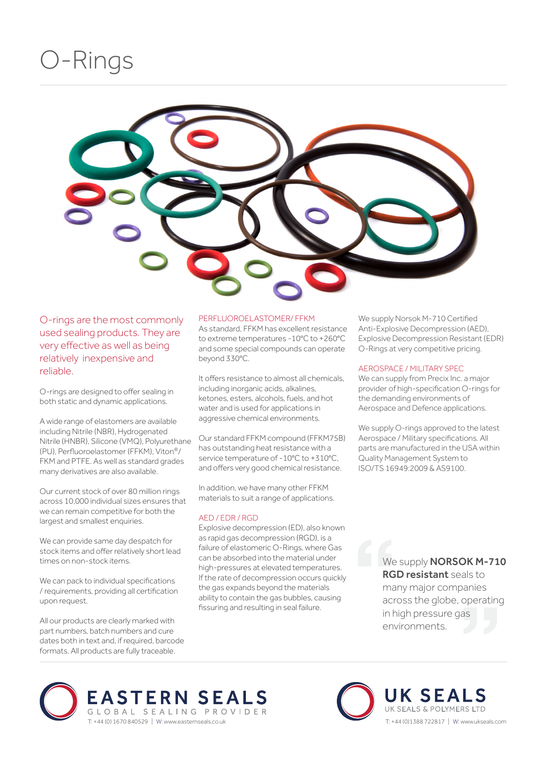# O-Rings

O-rings are the most commonly used sealing products. They are very effective as well as being relatively inexpensive and reliable.

O-rings are designed to offer sealing in both static and dynamic applications.

A wide range of elastomers are available including Nitrile (NBR), Hydrogenated Nitrile (HNBR), Silicone (VMQ), Polyurethane (PU), Perfluoroelastomer (FFKM), Viton®/ FKM and PTFE. As well as standard grades many derivatives are also available.

Our current stock of over 80 million rings across 10,000 individual sizes ensures that we can remain competitive for both the largest and smallest enquiries.

We can provide same day despatch for stock items and offer relatively short lead times on non-stock items.

We can pack to individual specifications / requirements, providing all certification upon request.

All our products are clearly marked with part numbers, batch numbers and cure dates both in text and, if required, barcode formats. All products are fully traceable.

## PERFLUOROELASTOMER/ FFKM

As standard, FFKM has excellent resistance to extreme temperatures -10°C to +260°C and some special compounds can operate beyond 330°C.

It offers resistance to almost all chemicals, including inorganic acids, alkalines, ketones, esters, alcohols, fuels, and hot water and is used for applications in aggressive chemical environments.

Our standard FFKM compound (FFKM75B) has outstanding heat resistance with a service temperature of -10°C to +310°C, and offers very good chemical resistance.

In addition, we have many other FFKM materials to suit a range of applications.

## AED / EDR / RGD

Explosive decompression (ED), also known as rapid gas decompression (RGD), is a failure of elastomeric O-Rings, where Gas can be absorbed into the material under high-pressures at elevated temperatures. If the rate of decompression occurs quickly the gas expands beyond the materials ability to contain the gas bubbles, causing fissuring and resulting in seal failure.

We supply Norsok M-710 Certified Anti-Explosive Decompression (AED), Explosive Decompression Resistant (EDR) O-Rings at very competitive pricing.

## AEROSPACE / MILITARY SPEC

We can supply from Precix Inc. a major provider of high-specification O-rings for the demanding environments of Aerospace and Defence applications.

We supply O-rings approved to the latest Aerospace / Military specifications. All parts are manufactured in the USA within Quality Management System to ISO/TS 16949:2009 & AS9100.

> We supply **NORSOK M-710 RGD resistant** seals to many major companies across the globe, operating in high pressure gas environments.

**EASTERN SEALS** — GLOBAL SEALING PROVIDER
T: +44 (0) 1670 840529 | W: www.easternseals.co.uk

**UK SEALS** — UK SEALS & POLYMERS LTD
T: +44 (0)1388 722817 | W: www.ukseals.com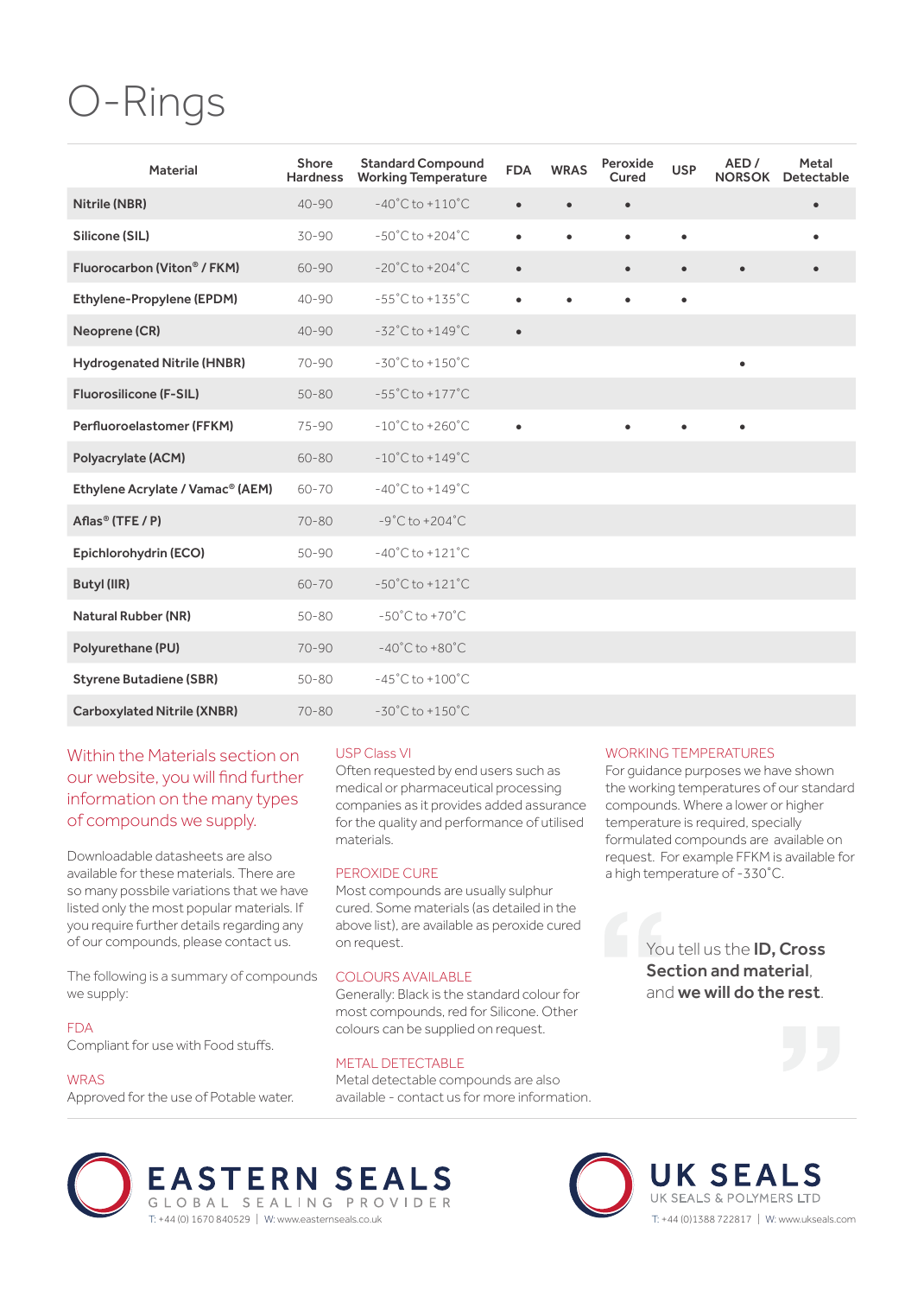# O-Rings

| Material | Shore Hardness | Standard Compound Working Temperature | FDA | WRAS | Peroxide Cured | USP | AED / NORSOK | Metal Detectable |
|---|---|---|---|---|---|---|---|---|
| **Nitrile (NBR)** | 40-90 | -40˚C to +110˚C | • | • | • | | | • |
| **Silicone (SIL)** | 30-90 | -50˚C to +204˚C | • | • | • | • | | • |
| **Fluorocarbon (Viton® / FKM)** | 60-90 | -20˚C to +204˚C | • | | • | • | • | • |
| **Ethylene-Propylene (EPDM)** | 40-90 | -55˚C to +135˚C | • | • | • | • | | |
| **Neoprene (CR)** | 40-90 | -32˚C to +149˚C | • | | | | | |
| **Hydrogenated Nitrile (HNBR)** | 70-90 | -30˚C to +150˚C | | | | | • | |
| **Fluorosilicone (F-SIL)** | 50-80 | -55˚C to +177˚C | | | | | | |
| **Perfluoroelastomer (FFKM)** | 75-90 | -10˚C to +260˚C | • | | • | • | • | |
| **Polyacrylate (ACM)** | 60-80 | -10˚C to +149˚C | | | | | | |
| **Ethylene Acrylate / Vamac® (AEM)** | 60-70 | -40˚C to +149˚C | | | | | | |
| **Aflas® (TFE / P)** | 70-80 | -9˚C to +204˚C | | | | | | |
| **Epichlorohydrin (ECO)** | 50-90 | -40˚C to +121˚C | | | | | | |
| **Butyl (IIR)** | 60-70 | -50˚C to +121˚C | | | | | | |
| **Natural Rubber (NR)** | 50-80 | -50˚C to +70˚C | | | | | | |
| **Polyurethane (PU)** | 70-90 | -40˚C to +80˚C | | | | | | |
| **Styrene Butadiene (SBR)** | 50-80 | -45˚C to +100˚C | | | | | | |
| **Carboxylated Nitrile (XNBR)** | 70-80 | -30˚C to +150˚C | | | | | | |

Within the Materials section on our website, you will find further information on the many types of compounds we supply.

Downloadable datasheets are also available for these materials. There are so many possbile variations that we have listed only the most popular materials. If you require further details regarding any of our compounds, please contact us.

The following is a summary of compounds we supply:

FDA
Compliant for use with Food stuffs.

WRAS
Approved for the use of Potable water.

USP Class VI
Often requested by end users such as medical or pharmaceutical processing companies as it provides added assurance for the quality and performance of utilised materials.

PEROXIDE CURE
Most compounds are usually sulphur cured. Some materials (as detailed in the above list), are available as peroxide cured on request.

COLOURS AVAILABLE
Generally: Black is the standard colour for most compounds, red for Silicone. Other colours can be supplied on request.

METAL DETECTABLE
Metal detectable compounds are also available - contact us for more information.

WORKING TEMPERATURES
For guidance purposes we have shown the working temperatures of our standard compounds. Where a lower or higher temperature is required, specially formulated compounds are available on request. For example FFKM is available for a high temperature of -330˚C.

“You tell us the **ID, Cross Section and material**, and **we will do the rest**.”

**EASTERN SEALS**
GLOBAL SEALING PROVIDER
T: +44 (0) 1670 840529 | W: www.easternseals.co.uk

**UK SEALS**
UK SEALS & POLYMERS LTD
T: +44 (0)1388 722817 | W: www.ukseals.com